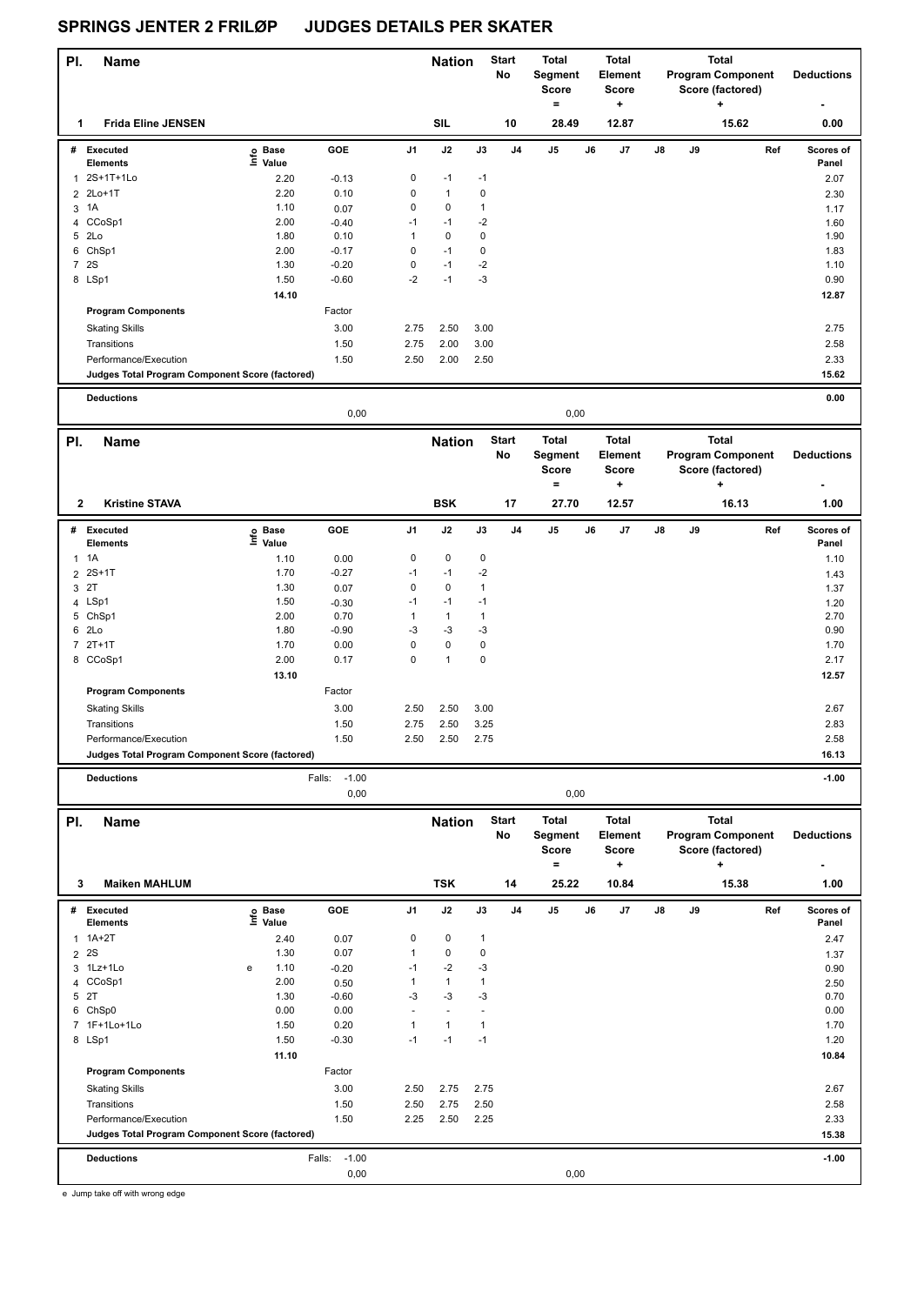# SPRINGS JENTER 2 FRILØP JUDGES DETAILS PER SKATER

| Pl. | Name | Nation | Start No | Total Segment Score = | Total Element Score + | Total Program Component Score (factored) + | Deductions - |
|---|---|---|---|---|---|---|---|
| 1 | Frida Eline JENSEN | SIL | 10 | 28.49 | 12.87 | 15.62 | 0.00 |

| # | Executed Elements | Info | Base Value | GOE | J1 | J2 | J3 | J4 | J5 | J6 | J7 | J8 | J9 | Ref | Scores of Panel |
|---|---|---|---|---|---|---|---|---|---|---|---|---|---|---|---|
| 1 | 2S+1T+1Lo | | 2.20 | -0.13 | 0 | -1 | -1 | | | | | | | | 2.07 |
| 2 | 2Lo+1T | | 2.20 | 0.10 | 0 | 1 | 0 | | | | | | | | 2.30 |
| 3 | 1A | | 1.10 | 0.07 | 0 | 0 | 1 | | | | | | | | 1.17 |
| 4 | CCoSp1 | | 2.00 | -0.40 | -1 | -1 | -2 | | | | | | | | 1.60 |
| 5 | 2Lo | | 1.80 | 0.10 | 1 | 0 | 0 | | | | | | | | 1.90 |
| 6 | ChSp1 | | 2.00 | -0.17 | 0 | -1 | 0 | | | | | | | | 1.83 |
| 7 | 2S | | 1.30 | -0.20 | 0 | -1 | -2 | | | | | | | | 1.10 |
| 8 | LSp1 | | 1.50 | -0.60 | -2 | -1 | -3 | | | | | | | | 0.90 |
| | | | 14.10 | | | | | | | | | | | | 12.87 |
| | Program Components | | | Factor | | | | | | | | | | | |
| | Skating Skills | | | 3.00 | 2.75 | 2.50 | 3.00 | | | | | | | | 2.75 |
| | Transitions | | | 1.50 | 2.75 | 2.00 | 3.00 | | | | | | | | 2.58 |
| | Performance/Execution | | | 1.50 | 2.50 | 2.00 | 2.50 | | | | | | | | 2.33 |
| | Judges Total Program Component Score (factored) | | | | | | | | | | | | | | 15.62 |
| | Deductions | | | | | | | | | | | | | | 0.00 |
| | | | | 0,00 | | | | | 0,00 | | | | | | |

| Pl. | Name | Nation | Start No | Total Segment Score = | Total Element Score + | Total Program Component Score (factored) + | Deductions - |
|---|---|---|---|---|---|---|---|
| 2 | Kristine STAVA | BSK | 17 | 27.70 | 12.57 | 16.13 | 1.00 |

| # | Executed Elements | Info | Base Value | GOE | J1 | J2 | J3 | J4 | J5 | J6 | J7 | J8 | J9 | Ref | Scores of Panel |
|---|---|---|---|---|---|---|---|---|---|---|---|---|---|---|---|
| 1 | 1A | | 1.10 | 0.00 | 0 | 0 | 0 | | | | | | | | 1.10 |
| 2 | 2S+1T | | 1.70 | -0.27 | -1 | -1 | -2 | | | | | | | | 1.43 |
| 3 | 2T | | 1.30 | 0.07 | 0 | 0 | 1 | | | | | | | | 1.37 |
| 4 | LSp1 | | 1.50 | -0.30 | -1 | -1 | -1 | | | | | | | | 1.20 |
| 5 | ChSp1 | | 2.00 | 0.70 | 1 | 1 | 1 | | | | | | | | 2.70 |
| 6 | 2Lo | | 1.80 | -0.90 | -3 | -3 | -3 | | | | | | | | 0.90 |
| 7 | 2T+1T | | 1.70 | 0.00 | 0 | 0 | 0 | | | | | | | | 1.70 |
| 8 | CCoSp1 | | 2.00 | 0.17 | 0 | 1 | 0 | | | | | | | | 2.17 |
| | | | 13.10 | | | | | | | | | | | | 12.57 |
| | Program Components | | | Factor | | | | | | | | | | | |
| | Skating Skills | | | 3.00 | 2.50 | 2.50 | 3.00 | | | | | | | | 2.67 |
| | Transitions | | | 1.50 | 2.75 | 2.50 | 3.25 | | | | | | | | 2.83 |
| | Performance/Execution | | | 1.50 | 2.50 | 2.50 | 2.75 | | | | | | | | 2.58 |
| | Judges Total Program Component Score (factored) | | | | | | | | | | | | | | 16.13 |
| | Deductions | | Falls: | -1.00 | | | | | | | | | | | -1.00 |
| | | | | 0,00 | | | | | 0,00 | | | | | | |

| Pl. | Name | Nation | Start No | Total Segment Score = | Total Element Score + | Total Program Component Score (factored) + | Deductions - |
|---|---|---|---|---|---|---|---|
| 3 | Maiken MAHLUM | TSK | 14 | 25.22 | 10.84 | 15.38 | 1.00 |

| # | Executed Elements | Info | Base Value | GOE | J1 | J2 | J3 | J4 | J5 | J6 | J7 | J8 | J9 | Ref | Scores of Panel |
|---|---|---|---|---|---|---|---|---|---|---|---|---|---|---|---|
| 1 | 1A+2T | | 2.40 | 0.07 | 0 | 0 | 1 | | | | | | | | 2.47 |
| 2 | 2S | | 1.30 | 0.07 | 1 | 0 | 0 | | | | | | | | 1.37 |
| 3 | 1Lz+1Lo | e | 1.10 | -0.20 | -1 | -2 | -3 | | | | | | | | 0.90 |
| 4 | CCoSp1 | | 2.00 | 0.50 | 1 | 1 | 1 | | | | | | | | 2.50 |
| 5 | 2T | | 1.30 | -0.60 | -3 | -3 | -3 | | | | | | | | 0.70 |
| 6 | ChSp0 | | 0.00 | 0.00 | - | - | - | | | | | | | | 0.00 |
| 7 | 1F+1Lo+1Lo | | 1.50 | 0.20 | 1 | 1 | 1 | | | | | | | | 1.70 |
| 8 | LSp1 | | 1.50 | -0.30 | -1 | -1 | -1 | | | | | | | | 1.20 |
| | | | 11.10 | | | | | | | | | | | | 10.84 |
| | Program Components | | | Factor | | | | | | | | | | | |
| | Skating Skills | | | 3.00 | 2.50 | 2.75 | 2.75 | | | | | | | | 2.67 |
| | Transitions | | | 1.50 | 2.50 | 2.75 | 2.50 | | | | | | | | 2.58 |
| | Performance/Execution | | | 1.50 | 2.25 | 2.50 | 2.25 | | | | | | | | 2.33 |
| | Judges Total Program Component Score (factored) | | | | | | | | | | | | | | 15.38 |
| | Deductions | | Falls: | -1.00 | | | | | | | | | | | -1.00 |
| | | | | 0,00 | | | | | 0,00 | | | | | | |

e Jump take off with wrong edge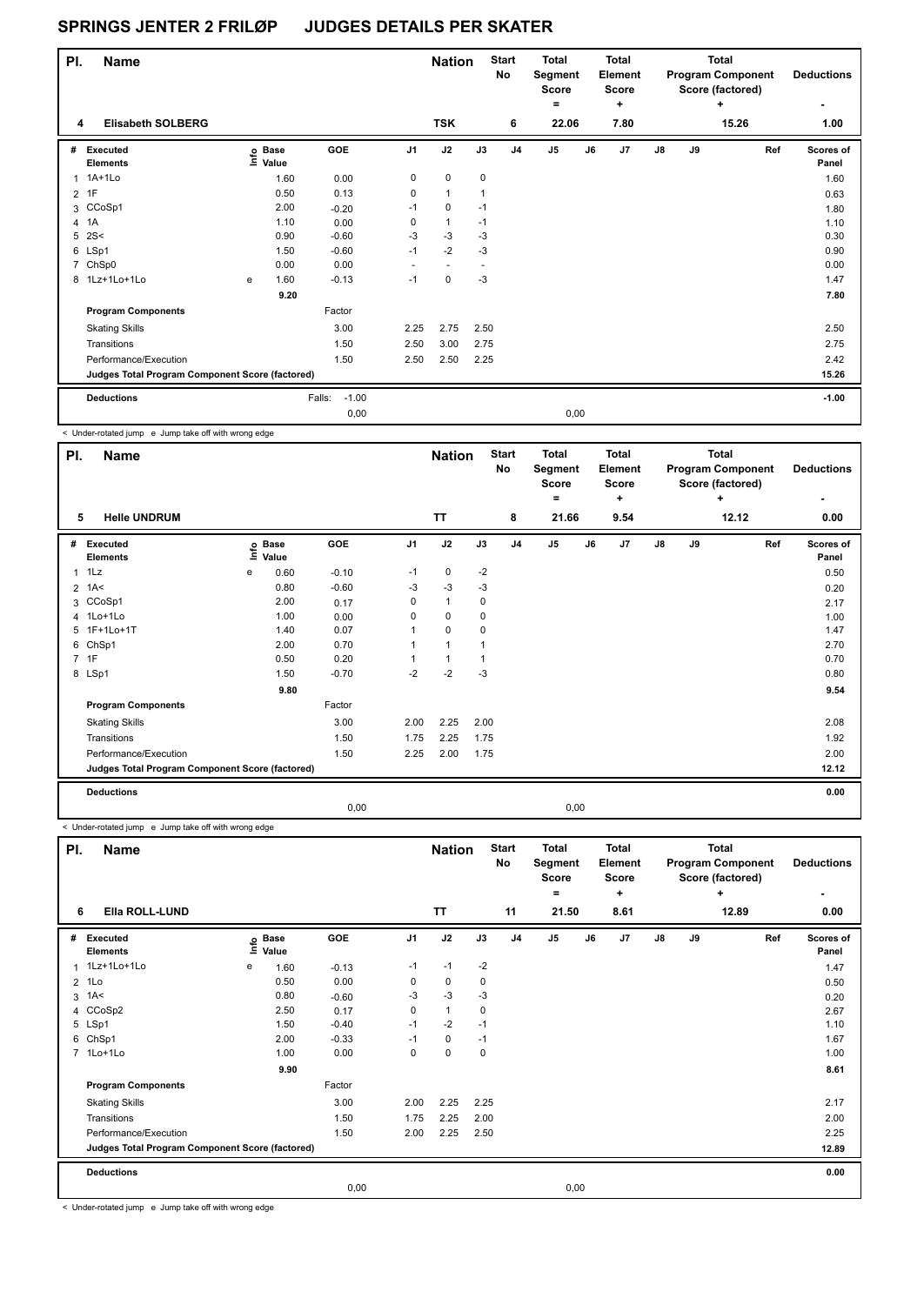# SPRINGS JENTER 2 FRILØP JUDGES DETAILS PER SKATER

| Pl. | Name | Nation | Start No | Total Segment Score = | Total Element Score + | Total Program Component Score (factored) + | Deductions - |
|---|---|---|---|---|---|---|---|
| 4 | Elisabeth SOLBERG | TSK | 6 | 22.06 | 7.80 | 15.26 | 1.00 |

| # | Executed Elements | Info | Base Value | GOE | J1 | J2 | J3 | J4 | J5 | J6 | J7 | J8 | J9 | Ref | Scores of Panel |
|---|---|---|---|---|---|---|---|---|---|---|---|---|---|---|---|
| 1 | 1A+1Lo | | 1.60 | 0.00 | 0 | 0 | 0 | | | | | | | | 1.60 |
| 2 | 1F | | 0.50 | 0.13 | 0 | 1 | 1 | | | | | | | | 0.63 |
| 3 | CCoSp1 | | 2.00 | -0.20 | -1 | 0 | -1 | | | | | | | | 1.80 |
| 4 | 1A | | 1.10 | 0.00 | 0 | 1 | -1 | | | | | | | | 1.10 |
| 5 | 2S< | | 0.90 | -0.60 | -3 | -3 | -3 | | | | | | | | 0.30 |
| 6 | LSp1 | | 1.50 | -0.60 | -1 | -2 | -3 | | | | | | | | 0.90 |
| 7 | ChSp0 | | 0.00 | 0.00 | - | - | - | | | | | | | | 0.00 |
| 8 | 1Lz+1Lo+1Lo | e | 1.60 | -0.13 | -1 | 0 | -3 | | | | | | | | 1.47 |
| | | | 9.20 | | | | | | | | | | | | 7.80 |
| | **Program Components** | | | Factor | | | | | | | | | | | |
| | Skating Skills | | | 3.00 | 2.25 | 2.75 | 2.50 | | | | | | | | 2.50 |
| | Transitions | | | 1.50 | 2.50 | 3.00 | 2.75 | | | | | | | | 2.75 |
| | Performance/Execution | | | 1.50 | 2.50 | 2.50 | 2.25 | | | | | | | | 2.42 |
| | **Judges Total Program Component Score (factored)** | | | | | | | | | | | | | | 15.26 |
| | **Deductions** | | | Falls: -1.00 | | | | | | | | | | | -1.00 |
| | | | | 0,00 | | | | | 0,00 | | | | | | |

< Under-rotated jump e Jump take off with wrong edge

| Pl. | Name | Nation | Start No | Total Segment Score = | Total Element Score + | Total Program Component Score (factored) + | Deductions - |
|---|---|---|---|---|---|---|---|
| 5 | Helle UNDRUM | TT | 8 | 21.66 | 9.54 | 12.12 | 0.00 |

| # | Executed Elements | Info | Base Value | GOE | J1 | J2 | J3 | J4 | J5 | J6 | J7 | J8 | J9 | Ref | Scores of Panel |
|---|---|---|---|---|---|---|---|---|---|---|---|---|---|---|---|
| 1 | 1Lz | e | 0.60 | -0.10 | -1 | 0 | -2 | | | | | | | | 0.50 |
| 2 | 1A< | | 0.80 | -0.60 | -3 | -3 | -3 | | | | | | | | 0.20 |
| 3 | CCoSp1 | | 2.00 | 0.17 | 0 | 1 | 0 | | | | | | | | 2.17 |
| 4 | 1Lo+1Lo | | 1.00 | 0.00 | 0 | 0 | 0 | | | | | | | | 1.00 |
| 5 | 1F+1Lo+1T | | 1.40 | 0.07 | 1 | 0 | 0 | | | | | | | | 1.47 |
| 6 | ChSp1 | | 2.00 | 0.70 | 1 | 1 | 1 | | | | | | | | 2.70 |
| 7 | 1F | | 0.50 | 0.20 | 1 | 1 | 1 | | | | | | | | 0.70 |
| 8 | LSp1 | | 1.50 | -0.70 | -2 | -2 | -3 | | | | | | | | 0.80 |
| | | | 9.80 | | | | | | | | | | | | 9.54 |
| | **Program Components** | | | Factor | | | | | | | | | | | |
| | Skating Skills | | | 3.00 | 2.00 | 2.25 | 2.00 | | | | | | | | 2.08 |
| | Transitions | | | 1.50 | 1.75 | 2.25 | 1.75 | | | | | | | | 1.92 |
| | Performance/Execution | | | 1.50 | 2.25 | 2.00 | 1.75 | | | | | | | | 2.00 |
| | **Judges Total Program Component Score (factored)** | | | | | | | | | | | | | | 12.12 |
| | **Deductions** | | | | | | | | | | | | | | 0.00 |
| | | | | 0,00 | | | | | 0,00 | | | | | | |

< Under-rotated jump e Jump take off with wrong edge

| Pl. | Name | Nation | Start No | Total Segment Score = | Total Element Score + | Total Program Component Score (factored) + | Deductions - |
|---|---|---|---|---|---|---|---|
| 6 | Ella ROLL-LUND | TT | 11 | 21.50 | 8.61 | 12.89 | 0.00 |

| # | Executed Elements | Info | Base Value | GOE | J1 | J2 | J3 | J4 | J5 | J6 | J7 | J8 | J9 | Ref | Scores of Panel |
|---|---|---|---|---|---|---|---|---|---|---|---|---|---|---|---|
| 1 | 1Lz+1Lo+1Lo | e | 1.60 | -0.13 | -1 | -1 | -2 | | | | | | | | 1.47 |
| 2 | 1Lo | | 0.50 | 0.00 | 0 | 0 | 0 | | | | | | | | 0.50 |
| 3 | 1A< | | 0.80 | -0.60 | -3 | -3 | -3 | | | | | | | | 0.20 |
| 4 | CCoSp2 | | 2.50 | 0.17 | 0 | 1 | 0 | | | | | | | | 2.67 |
| 5 | LSp1 | | 1.50 | -0.40 | -1 | -2 | -1 | | | | | | | | 1.10 |
| 6 | ChSp1 | | 2.00 | -0.33 | -1 | 0 | -1 | | | | | | | | 1.67 |
| 7 | 1Lo+1Lo | | 1.00 | 0.00 | 0 | 0 | 0 | | | | | | | | 1.00 |
| | | | 9.90 | | | | | | | | | | | | 8.61 |
| | **Program Components** | | | Factor | | | | | | | | | | | |
| | Skating Skills | | | 3.00 | 2.00 | 2.25 | 2.25 | | | | | | | | 2.17 |
| | Transitions | | | 1.50 | 1.75 | 2.25 | 2.00 | | | | | | | | 2.00 |
| | Performance/Execution | | | 1.50 | 2.00 | 2.25 | 2.50 | | | | | | | | 2.25 |
| | **Judges Total Program Component Score (factored)** | | | | | | | | | | | | | | 12.89 |
| | **Deductions** | | | | | | | | | | | | | | 0.00 |
| | | | | 0,00 | | | | | 0,00 | | | | | | |

< Under-rotated jump e Jump take off with wrong edge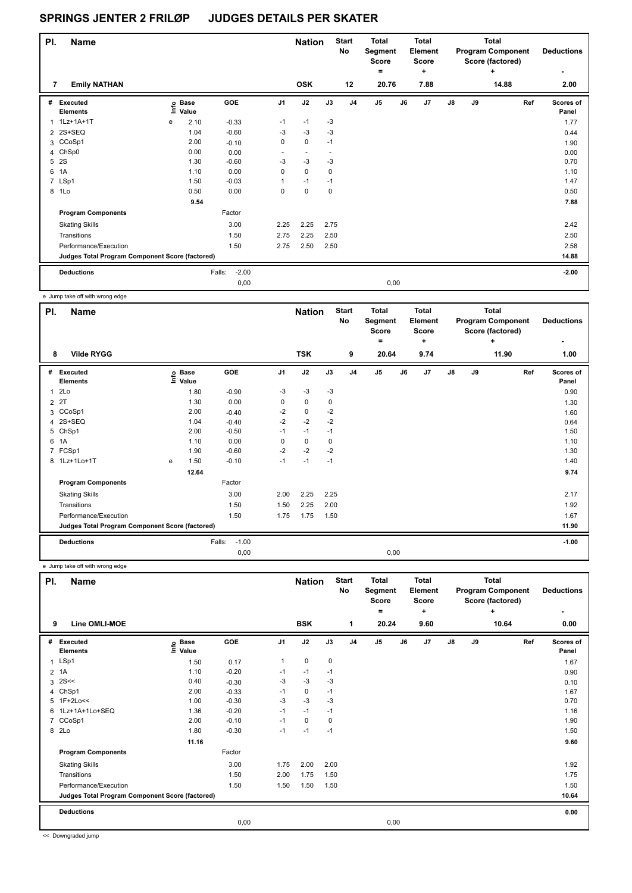# SPRINGS JENTER 2 FRILØP JUDGES DETAILS PER SKATER

| Pl. | Name | Nation | Start No | Total Segment Score = | Total Element Score + | Total Program Component Score (factored) + | Deductions - |
|---|---|---|---|---|---|---|---|
| 7 | Emily NATHAN | OSK | 12 | 20.76 | 7.88 | 14.88 | 2.00 |

| # | Executed Elements | Info | Base Value | GOE | J1 | J2 | J3 | J4 | J5 | J6 | J7 | J8 | J9 | Ref | Scores of Panel |
|---|---|---|---|---|---|---|---|---|---|---|---|---|---|---|---|
| 1 | 1Lz+1A+1T | e | 2.10 | -0.33 | -1 | -1 | -3 | | | | | | | | 1.77 |
| 2 | 2S+SEQ | | 1.04 | -0.60 | -3 | -3 | -3 | | | | | | | | 0.44 |
| 3 | CCoSp1 | | 2.00 | -0.10 | 0 | 0 | -1 | | | | | | | | 1.90 |
| 4 | ChSp0 | | 0.00 | 0.00 | - | - | - | | | | | | | | 0.00 |
| 5 | 2S | | 1.30 | -0.60 | -3 | -3 | -3 | | | | | | | | 0.70 |
| 6 | 1A | | 1.10 | 0.00 | 0 | 0 | 0 | | | | | | | | 1.10 |
| 7 | LSp1 | | 1.50 | -0.03 | 1 | -1 | -1 | | | | | | | | 1.47 |
| 8 | 1Lo | | 0.50 | 0.00 | 0 | 0 | 0 | | | | | | | | 0.50 |
| | | | 9.54 | | | | | | | | | | | | 7.88 |
| | **Program Components** | | | Factor | | | | | | | | | | | |
| | Skating Skills | | | 3.00 | 2.25 | 2.25 | 2.75 | | | | | | | | 2.42 |
| | Transitions | | | 1.50 | 2.75 | 2.25 | 2.50 | | | | | | | | 2.50 |
| | Performance/Execution | | | 1.50 | 2.75 | 2.50 | 2.50 | | | | | | | | 2.58 |
| | **Judges Total Program Component Score (factored)** | | | | | | | | | | | | | | 14.88 |
| | **Deductions** | | Falls: | -2.00 | | | | | | | | | | | -2.00 |
| | | | | 0,00 | | | | | 0,00 | | | | | | |

e Jump take off with wrong edge

| Pl. | Name | Nation | Start No | Total Segment Score = | Total Element Score + | Total Program Component Score (factored) + | Deductions - |
|---|---|---|---|---|---|---|---|
| 8 | Vilde RYGG | TSK | 9 | 20.64 | 9.74 | 11.90 | 1.00 |

| # | Executed Elements | Info | Base Value | GOE | J1 | J2 | J3 | J4 | J5 | J6 | J7 | J8 | J9 | Ref | Scores of Panel |
|---|---|---|---|---|---|---|---|---|---|---|---|---|---|---|---|
| 1 | 2Lo | | 1.80 | -0.90 | -3 | -3 | -3 | | | | | | | | 0.90 |
| 2 | 2T | | 1.30 | 0.00 | 0 | 0 | 0 | | | | | | | | 1.30 |
| 3 | CCoSp1 | | 2.00 | -0.40 | -2 | 0 | -2 | | | | | | | | 1.60 |
| 4 | 2S+SEQ | | 1.04 | -0.40 | -2 | -2 | -2 | | | | | | | | 0.64 |
| 5 | ChSp1 | | 2.00 | -0.50 | -1 | -1 | -1 | | | | | | | | 1.50 |
| 6 | 1A | | 1.10 | 0.00 | 0 | 0 | 0 | | | | | | | | 1.10 |
| 7 | FCSp1 | | 1.90 | -0.60 | -2 | -2 | -2 | | | | | | | | 1.30 |
| 8 | 1Lz+1Lo+1T | e | 1.50 | -0.10 | -1 | -1 | -1 | | | | | | | | 1.40 |
| | | | 12.64 | | | | | | | | | | | | 9.74 |
| | **Program Components** | | | Factor | | | | | | | | | | | |
| | Skating Skills | | | 3.00 | 2.00 | 2.25 | 2.25 | | | | | | | | 2.17 |
| | Transitions | | | 1.50 | 1.50 | 2.25 | 2.00 | | | | | | | | 1.92 |
| | Performance/Execution | | | 1.50 | 1.75 | 1.75 | 1.50 | | | | | | | | 1.67 |
| | **Judges Total Program Component Score (factored)** | | | | | | | | | | | | | | 11.90 |
| | **Deductions** | | Falls: | -1.00 | | | | | | | | | | | -1.00 |
| | | | | 0,00 | | | | | 0,00 | | | | | | |

e Jump take off with wrong edge

| Pl. | Name | Nation | Start No | Total Segment Score = | Total Element Score + | Total Program Component Score (factored) + | Deductions - |
|---|---|---|---|---|---|---|---|
| 9 | Line OMLI-MOE | BSK | 1 | 20.24 | 9.60 | 10.64 | 0.00 |

| # | Executed Elements | Info | Base Value | GOE | J1 | J2 | J3 | J4 | J5 | J6 | J7 | J8 | J9 | Ref | Scores of Panel |
|---|---|---|---|---|---|---|---|---|---|---|---|---|---|---|---|
| 1 | LSp1 | | 1.50 | 0.17 | 1 | 0 | 0 | | | | | | | | 1.67 |
| 2 | 1A | | 1.10 | -0.20 | -1 | -1 | -1 | | | | | | | | 0.90 |
| 3 | 2S<< | | 0.40 | -0.30 | -3 | -3 | -3 | | | | | | | | 0.10 |
| 4 | ChSp1 | | 2.00 | -0.33 | -1 | 0 | -1 | | | | | | | | 1.67 |
| 5 | 1F+2Lo<< | | 1.00 | -0.30 | -3 | -3 | -3 | | | | | | | | 0.70 |
| 6 | 1Lz+1A+1Lo+SEQ | | 1.36 | -0.20 | -1 | -1 | -1 | | | | | | | | 1.16 |
| 7 | CCoSp1 | | 2.00 | -0.10 | -1 | 0 | 0 | | | | | | | | 1.90 |
| 8 | 2Lo | | 1.80 | -0.30 | -1 | -1 | -1 | | | | | | | | 1.50 |
| | | | 11.16 | | | | | | | | | | | | 9.60 |
| | **Program Components** | | | Factor | | | | | | | | | | | |
| | Skating Skills | | | 3.00 | 1.75 | 2.00 | 2.00 | | | | | | | | 1.92 |
| | Transitions | | | 1.50 | 2.00 | 1.75 | 1.50 | | | | | | | | 1.75 |
| | Performance/Execution | | | 1.50 | 1.50 | 1.50 | 1.50 | | | | | | | | 1.50 |
| | **Judges Total Program Component Score (factored)** | | | | | | | | | | | | | | 10.64 |
| | **Deductions** | | | | | | | | | | | | | | 0.00 |
| | | | | 0,00 | | | | | 0,00 | | | | | | |

<< Downgraded jump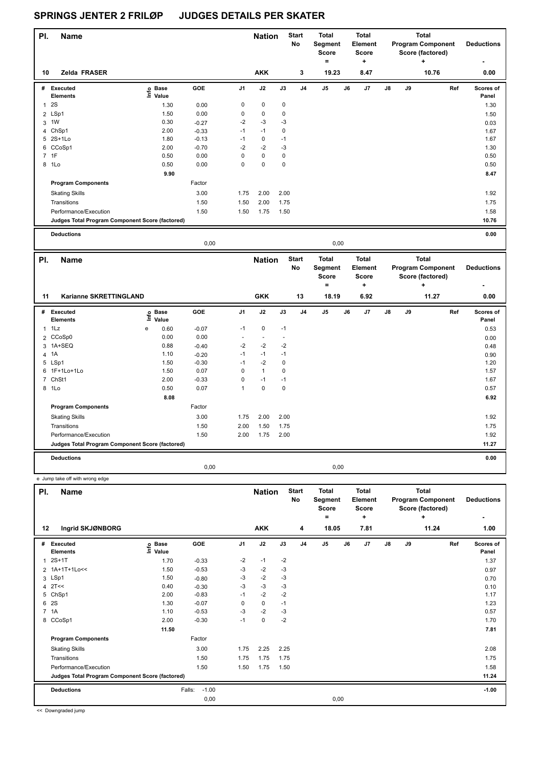# SPRINGS JENTER 2 FRILØP JUDGES DETAILS PER SKATER

| Pl. | Name | Nation | Start No | Total Segment Score = | Total Element Score + | Total Program Component Score (factored) + | Deductions - |
|---|---|---|---|---|---|---|---|
| 10 | Zelda FRASER | AKK | 3 | 19.23 | 8.47 | 10.76 | 0.00 |

| # | Executed Elements | Info | Base Value | GOE | J1 | J2 | J3 | J4 | J5 | J6 | J7 | J8 | J9 | Ref | Scores of Panel |
|---|---|---|---|---|---|---|---|---|---|---|---|---|---|---|---|
| 1 | 2S | | 1.30 | 0.00 | 0 | 0 | 0 | | | | | | | | 1.30 |
| 2 | LSp1 | | 1.50 | 0.00 | 0 | 0 | 0 | | | | | | | | 1.50 |
| 3 | 1W | | 0.30 | -0.27 | -2 | -3 | -3 | | | | | | | | 0.03 |
| 4 | ChSp1 | | 2.00 | -0.33 | -1 | -1 | 0 | | | | | | | | 1.67 |
| 5 | 2S+1Lo | | 1.80 | -0.13 | -1 | 0 | -1 | | | | | | | | 1.67 |
| 6 | CCoSp1 | | 2.00 | -0.70 | -2 | -2 | -3 | | | | | | | | 1.30 |
| 7 | 1F | | 0.50 | 0.00 | 0 | 0 | 0 | | | | | | | | 0.50 |
| 8 | 1Lo | | 0.50 | 0.00 | 0 | 0 | 0 | | | | | | | | 0.50 |
| | | | 9.90 | | | | | | | | | | | | 8.47 |
| | **Program Components** | | | Factor | | | | | | | | | | | |
| | Skating Skills | | | 3.00 | 1.75 | 2.00 | 2.00 | | | | | | | | 1.92 |
| | Transitions | | | 1.50 | 1.50 | 2.00 | 1.75 | | | | | | | | 1.75 |
| | Performance/Execution | | | 1.50 | 1.50 | 1.75 | 1.50 | | | | | | | | 1.58 |
| | **Judges Total Program Component Score (factored)** | | | | | | | | | | | | | | 10.76 |
| | **Deductions** | | | | | | | | | | | | | | 0.00 |
| | | | | 0,00 | | | | | 0,00 | | | | | | |

| Pl. | Name | Nation | Start No | Total Segment Score = | Total Element Score + | Total Program Component Score (factored) + | Deductions - |
|---|---|---|---|---|---|---|---|
| 11 | Karianne SKRETTINGLAND | GKK | 13 | 18.19 | 6.92 | 11.27 | 0.00 |

| # | Executed Elements | Info | Base Value | GOE | J1 | J2 | J3 | J4 | J5 | J6 | J7 | J8 | J9 | Ref | Scores of Panel |
|---|---|---|---|---|---|---|---|---|---|---|---|---|---|---|---|
| 1 | 1Lz | e | 0.60 | -0.07 | -1 | 0 | -1 | | | | | | | | 0.53 |
| 2 | CCoSp0 | | 0.00 | 0.00 | - | - | - | | | | | | | | 0.00 |
| 3 | 1A+SEQ | | 0.88 | -0.40 | -2 | -2 | -2 | | | | | | | | 0.48 |
| 4 | 1A | | 1.10 | -0.20 | -1 | -1 | -1 | | | | | | | | 0.90 |
| 5 | LSp1 | | 1.50 | -0.30 | -1 | -2 | 0 | | | | | | | | 1.20 |
| 6 | 1F+1Lo+1Lo | | 1.50 | 0.07 | 0 | 1 | 0 | | | | | | | | 1.57 |
| 7 | ChSt1 | | 2.00 | -0.33 | 0 | -1 | -1 | | | | | | | | 1.67 |
| 8 | 1Lo | | 0.50 | 0.07 | 1 | 0 | 0 | | | | | | | | 0.57 |
| | | | 8.08 | | | | | | | | | | | | 6.92 |
| | **Program Components** | | | Factor | | | | | | | | | | | |
| | Skating Skills | | | 3.00 | 1.75 | 2.00 | 2.00 | | | | | | | | 1.92 |
| | Transitions | | | 1.50 | 2.00 | 1.50 | 1.75 | | | | | | | | 1.75 |
| | Performance/Execution | | | 1.50 | 2.00 | 1.75 | 2.00 | | | | | | | | 1.92 |
| | **Judges Total Program Component Score (factored)** | | | | | | | | | | | | | | 11.27 |
| | **Deductions** | | | | | | | | | | | | | | 0.00 |
| | | | | 0,00 | | | | | 0,00 | | | | | | |

e Jump take off with wrong edge

| Pl. | Name | Nation | Start No | Total Segment Score = | Total Element Score + | Total Program Component Score (factored) + | Deductions - |
|---|---|---|---|---|---|---|---|
| 12 | Ingrid SKJØNBORG | AKK | 4 | 18.05 | 7.81 | 11.24 | 1.00 |

| # | Executed Elements | Info | Base Value | GOE | J1 | J2 | J3 | J4 | J5 | J6 | J7 | J8 | J9 | Ref | Scores of Panel |
|---|---|---|---|---|---|---|---|---|---|---|---|---|---|---|---|
| 1 | 2S+1T | | 1.70 | -0.33 | -2 | -1 | -2 | | | | | | | | 1.37 |
| 2 | 1A+1T+1Lo<< | | 1.50 | -0.53 | -3 | -2 | -3 | | | | | | | | 0.97 |
| 3 | LSp1 | | 1.50 | -0.80 | -3 | -2 | -3 | | | | | | | | 0.70 |
| 4 | 2T<< | | 0.40 | -0.30 | -3 | -3 | -3 | | | | | | | | 0.10 |
| 5 | ChSp1 | | 2.00 | -0.83 | -1 | -2 | -2 | | | | | | | | 1.17 |
| 6 | 2S | | 1.30 | -0.07 | 0 | 0 | -1 | | | | | | | | 1.23 |
| 7 | 1A | | 1.10 | -0.53 | -3 | -2 | -3 | | | | | | | | 0.57 |
| 8 | CCoSp1 | | 2.00 | -0.30 | -1 | 0 | -2 | | | | | | | | 1.70 |
| | | | 11.50 | | | | | | | | | | | | 7.81 |
| | **Program Components** | | | Factor | | | | | | | | | | | |
| | Skating Skills | | | 3.00 | 1.75 | 2.25 | 2.25 | | | | | | | | 2.08 |
| | Transitions | | | 1.50 | 1.75 | 1.75 | 1.75 | | | | | | | | 1.75 |
| | Performance/Execution | | | 1.50 | 1.50 | 1.75 | 1.50 | | | | | | | | 1.58 |
| | **Judges Total Program Component Score (factored)** | | | | | | | | | | | | | | 11.24 |
| | **Deductions** | | Falls: | -1.00 | | | | | | | | | | | -1.00 |
| | | | | 0,00 | | | | | 0,00 | | | | | | |

<< Downgraded jump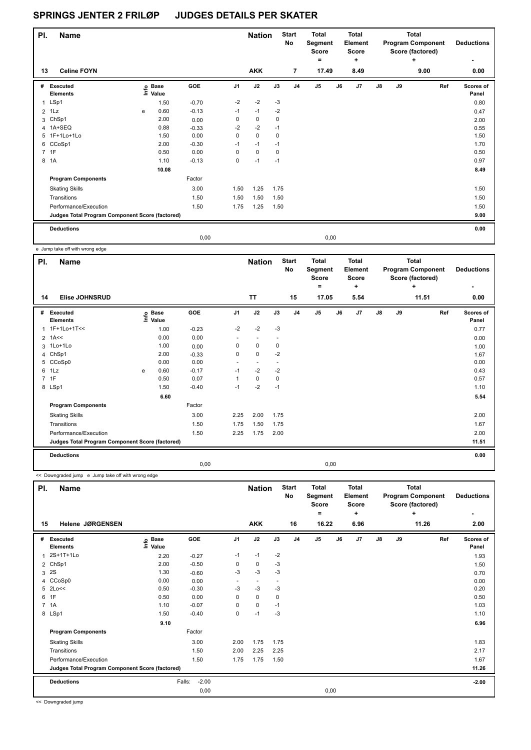# SPRINGS JENTER 2 FRILØP JUDGES DETAILS PER SKATER

| Pl. | Name | Nation | Start No | Total Segment Score = | Total Element Score + | Total Program Component Score (factored) + | Deductions - |
|---|---|---|---|---|---|---|---|
| 13 | Celine FOYN | AKK | 7 | 17.49 | 8.49 | 9.00 | 0.00 |

| # | Executed Elements | Info | Base Value | GOE | J1 | J2 | J3 | J4 | J5 | J6 | J7 | J8 | J9 | Ref | Scores of Panel |
|---|---|---|---|---|---|---|---|---|---|---|---|---|---|---|---|
| 1 | LSp1 | | 1.50 | -0.70 | -2 | -2 | -3 | | | | | | | | 0.80 |
| 2 | 1Lz | e | 0.60 | -0.13 | -1 | -1 | -2 | | | | | | | | 0.47 |
| 3 | ChSp1 | | 2.00 | 0.00 | 0 | 0 | 0 | | | | | | | | 2.00 |
| 4 | 1A+SEQ | | 0.88 | -0.33 | -2 | -2 | -1 | | | | | | | | 0.55 |
| 5 | 1F+1Lo+1Lo | | 1.50 | 0.00 | 0 | 0 | 0 | | | | | | | | 1.50 |
| 6 | CCoSp1 | | 2.00 | -0.30 | -1 | -1 | -1 | | | | | | | | 1.70 |
| 7 | 1F | | 0.50 | 0.00 | 0 | 0 | 0 | | | | | | | | 0.50 |
| 8 | 1A | | 1.10 | -0.13 | 0 | -1 | -1 | | | | | | | | 0.97 |
| | | | 10.08 | | | | | | | | | | | | 8.49 |
| | Program Components | | | Factor | | | | | | | | | | | |
| | Skating Skills | | | 3.00 | 1.50 | 1.25 | 1.75 | | | | | | | | 1.50 |
| | Transitions | | | 1.50 | 1.50 | 1.50 | 1.50 | | | | | | | | 1.50 |
| | Performance/Execution | | | 1.50 | 1.75 | 1.25 | 1.50 | | | | | | | | 1.50 |
| | Judges Total Program Component Score (factored) | | | | | | | | | | | | | | 9.00 |
| | Deductions | | | | | | | | | | | | | | 0.00 |
| | | | | 0,00 | | | | | 0,00 | | | | | | |

e Jump take off with wrong edge

| Pl. | Name | Nation | Start No | Total Segment Score = | Total Element Score + | Total Program Component Score (factored) + | Deductions - |
|---|---|---|---|---|---|---|---|
| 14 | Elise JOHNSRUD | TT | 15 | 17.05 | 5.54 | 11.51 | 0.00 |

| # | Executed Elements | Info | Base Value | GOE | J1 | J2 | J3 | J4 | J5 | J6 | J7 | J8 | J9 | Ref | Scores of Panel |
|---|---|---|---|---|---|---|---|---|---|---|---|---|---|---|---|
| 1 | 1F+1Lo+1T<< | | 1.00 | -0.23 | -2 | -2 | -3 | | | | | | | | 0.77 |
| 2 | 1A<< | | 0.00 | 0.00 | - | - | - | | | | | | | | 0.00 |
| 3 | 1Lo+1Lo | | 1.00 | 0.00 | 0 | 0 | 0 | | | | | | | | 1.00 |
| 4 | ChSp1 | | 2.00 | -0.33 | 0 | 0 | -2 | | | | | | | | 1.67 |
| 5 | CCoSp0 | | 0.00 | 0.00 | - | - | - | | | | | | | | 0.00 |
| 6 | 1Lz | e | 0.60 | -0.17 | -1 | -2 | -2 | | | | | | | | 0.43 |
| 7 | 1F | | 0.50 | 0.07 | 1 | 0 | 0 | | | | | | | | 0.57 |
| 8 | LSp1 | | 1.50 | -0.40 | -1 | -2 | -1 | | | | | | | | 1.10 |
| | | | 6.60 | | | | | | | | | | | | 5.54 |
| | Program Components | | | Factor | | | | | | | | | | | |
| | Skating Skills | | | 3.00 | 2.25 | 2.00 | 1.75 | | | | | | | | 2.00 |
| | Transitions | | | 1.50 | 1.75 | 1.50 | 1.75 | | | | | | | | 1.67 |
| | Performance/Execution | | | 1.50 | 2.25 | 1.75 | 2.00 | | | | | | | | 2.00 |
| | Judges Total Program Component Score (factored) | | | | | | | | | | | | | | 11.51 |
| | Deductions | | | | | | | | | | | | | | 0.00 |
| | | | | 0,00 | | | | | 0,00 | | | | | | |

<< Downgraded jump e Jump take off with wrong edge

| Pl. | Name | Nation | Start No | Total Segment Score = | Total Element Score + | Total Program Component Score (factored) + | Deductions - |
|---|---|---|---|---|---|---|---|
| 15 | Helene JØRGENSEN | AKK | 16 | 16.22 | 6.96 | 11.26 | 2.00 |

| # | Executed Elements | Info | Base Value | GOE | J1 | J2 | J3 | J4 | J5 | J6 | J7 | J8 | J9 | Ref | Scores of Panel |
|---|---|---|---|---|---|---|---|---|---|---|---|---|---|---|---|
| 1 | 2S+1T+1Lo | | 2.20 | -0.27 | -1 | -1 | -2 | | | | | | | | 1.93 |
| 2 | ChSp1 | | 2.00 | -0.50 | 0 | 0 | -3 | | | | | | | | 1.50 |
| 3 | 2S | | 1.30 | -0.60 | -3 | -3 | -3 | | | | | | | | 0.70 |
| 4 | CCoSp0 | | 0.00 | 0.00 | - | - | - | | | | | | | | 0.00 |
| 5 | 2Lo<< | | 0.50 | -0.30 | -3 | -3 | -3 | | | | | | | | 0.20 |
| 6 | 1F | | 0.50 | 0.00 | 0 | 0 | 0 | | | | | | | | 0.50 |
| 7 | 1A | | 1.10 | -0.07 | 0 | 0 | -1 | | | | | | | | 1.03 |
| 8 | LSp1 | | 1.50 | -0.40 | 0 | -1 | -3 | | | | | | | | 1.10 |
| | | | 9.10 | | | | | | | | | | | | 6.96 |
| | Program Components | | | Factor | | | | | | | | | | | |
| | Skating Skills | | | 3.00 | 2.00 | 1.75 | 1.75 | | | | | | | | 1.83 |
| | Transitions | | | 1.50 | 2.00 | 2.25 | 2.25 | | | | | | | | 2.17 |
| | Performance/Execution | | | 1.50 | 1.75 | 1.75 | 1.50 | | | | | | | | 1.67 |
| | Judges Total Program Component Score (factored) | | | | | | | | | | | | | | 11.26 |
| | Deductions | | Falls: | -2.00 | | | | | | | | | | | -2.00 |
| | | | | 0,00 | | | | | 0,00 | | | | | | |

<< Downgraded jump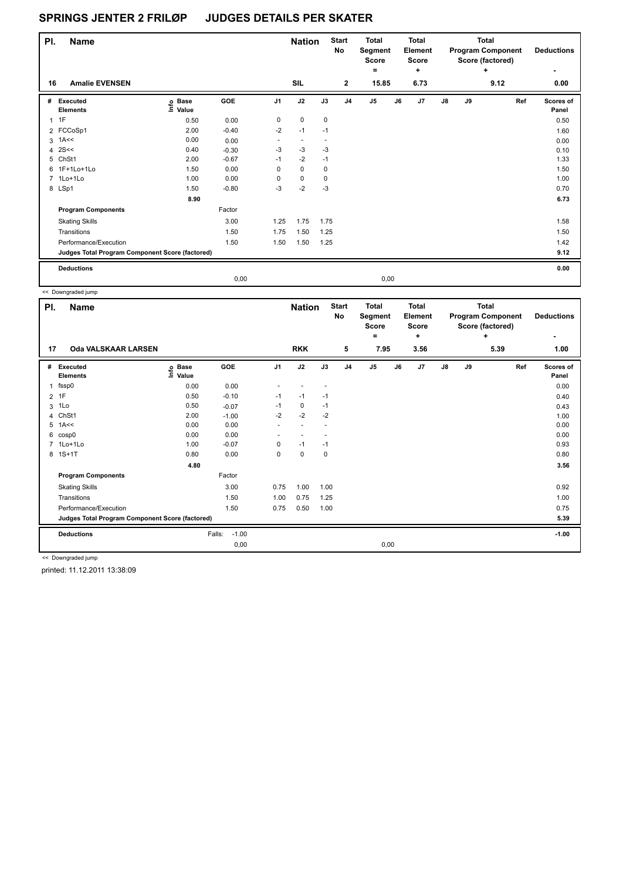# SPRINGS JENTER 2 FRILØP JUDGES DETAILS PER SKATER

| Pl. | Name | Nation | Start No | Total Segment Score = | Total Element Score + | Total Program Component Score (factored) + | Deductions - |
|---|---|---|---|---|---|---|---|
| 16 | Amalie EVENSEN | SIL | 2 | 15.85 | 6.73 | 9.12 | 0.00 |

| # | Executed Elements | Info | Base Value | GOE | J1 | J2 | J3 | J4 | J5 | J6 | J7 | J8 | J9 | Ref | Scores of Panel |
|---|---|---|---|---|---|---|---|---|---|---|---|---|---|---|---|
| 1 | 1F | | 0.50 | 0.00 | 0 | 0 | 0 | | | | | | | | 0.50 |
| 2 | FCCoSp1 | | 2.00 | -0.40 | -2 | -1 | -1 | | | | | | | | 1.60 |
| 3 | 1A<< | | 0.00 | 0.00 | - | - | - | | | | | | | | 0.00 |
| 4 | 2S<< | | 0.40 | -0.30 | -3 | -3 | -3 | | | | | | | | 0.10 |
| 5 | ChSt1 | | 2.00 | -0.67 | -1 | -2 | -1 | | | | | | | | 1.33 |
| 6 | 1F+1Lo+1Lo | | 1.50 | 0.00 | 0 | 0 | 0 | | | | | | | | 1.50 |
| 7 | 1Lo+1Lo | | 1.00 | 0.00 | 0 | 0 | 0 | | | | | | | | 1.00 |
| 8 | LSp1 | | 1.50 | -0.80 | -3 | -2 | -3 | | | | | | | | 0.70 |
| | | | 8.90 | | | | | | | | | | | | 6.73 |
| | **Program Components** | | | Factor | | | | | | | | | | | |
| | Skating Skills | | | 3.00 | 1.25 | 1.75 | 1.75 | | | | | | | | 1.58 |
| | Transitions | | | 1.50 | 1.75 | 1.50 | 1.25 | | | | | | | | 1.50 |
| | Performance/Execution | | | 1.50 | 1.50 | 1.50 | 1.25 | | | | | | | | 1.42 |
| | **Judges Total Program Component Score (factored)** | | | | | | | | | | | | | | 9.12 |
| | **Deductions** | | | | | | | | | | | | | | 0.00 |
| | | | | 0,00 | | | | | 0,00 | | | | | | |

<< Downgraded jump

| Pl. | Name | Nation | Start No | Total Segment Score = | Total Element Score + | Total Program Component Score (factored) + | Deductions - |
|---|---|---|---|---|---|---|---|
| 17 | Oda VALSKAAR LARSEN | RKK | 5 | 7.95 | 3.56 | 5.39 | 1.00 |

| # | Executed Elements | Info | Base Value | GOE | J1 | J2 | J3 | J4 | J5 | J6 | J7 | J8 | J9 | Ref | Scores of Panel |
|---|---|---|---|---|---|---|---|---|---|---|---|---|---|---|---|
| 1 | fssp0 | | 0.00 | 0.00 | - | - | - | | | | | | | | 0.00 |
| 2 | 1F | | 0.50 | -0.10 | -1 | -1 | -1 | | | | | | | | 0.40 |
| 3 | 1Lo | | 0.50 | -0.07 | -1 | 0 | -1 | | | | | | | | 0.43 |
| 4 | ChSt1 | | 2.00 | -1.00 | -2 | -2 | -2 | | | | | | | | 1.00 |
| 5 | 1A<< | | 0.00 | 0.00 | - | - | - | | | | | | | | 0.00 |
| 6 | cosp0 | | 0.00 | 0.00 | - | - | - | | | | | | | | 0.00 |
| 7 | 1Lo+1Lo | | 1.00 | -0.07 | 0 | -1 | -1 | | | | | | | | 0.93 |
| 8 | 1S+1T | | 0.80 | 0.00 | 0 | 0 | 0 | | | | | | | | 0.80 |
| | | | 4.80 | | | | | | | | | | | | 3.56 |
| | **Program Components** | | | Factor | | | | | | | | | | | |
| | Skating Skills | | | 3.00 | 0.75 | 1.00 | 1.00 | | | | | | | | 0.92 |
| | Transitions | | | 1.50 | 1.00 | 0.75 | 1.25 | | | | | | | | 1.00 |
| | Performance/Execution | | | 1.50 | 0.75 | 0.50 | 1.00 | | | | | | | | 0.75 |
| | **Judges Total Program Component Score (factored)** | | | | | | | | | | | | | | 5.39 |
| | **Deductions** | | | Falls: -1.00 | | | | | | | | | | | -1.00 |
| | | | | 0,00 | | | | | 0,00 | | | | | | |

<< Downgraded jump

printed: 11.12.2011 13:38:09